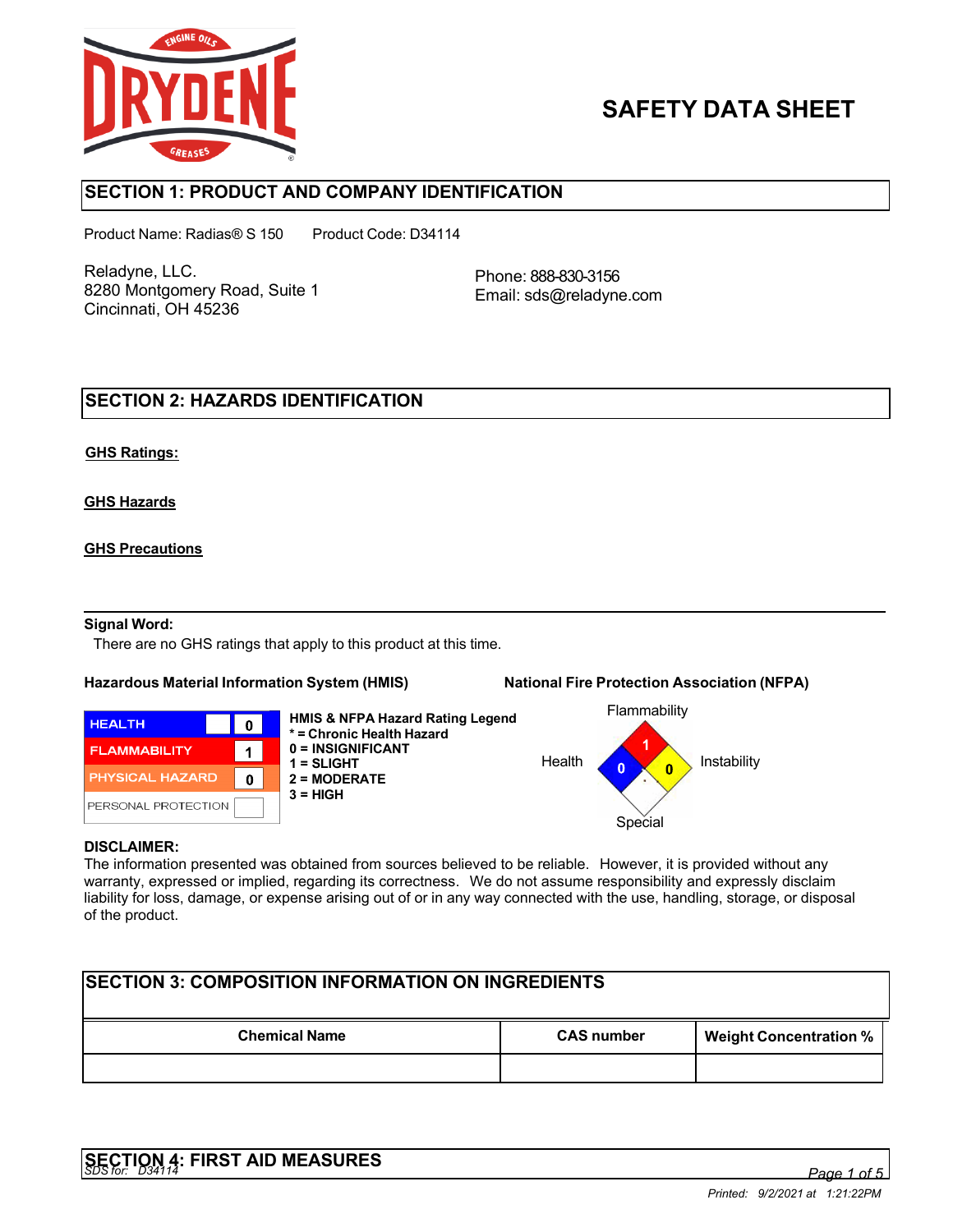# SAFETY DATA SHEET

## SECTION 1: PRODUCT AND COMPANY IDENTIFICATION

Product Name: Radias® S 150 Product Code: D34114

Reladyne, LLC.
8280 Montgomery Road, Suite 1
Cincinnati, OH 45236

Phone: 888-830-3156
Email: sds@reladyne.com

## SECTION 2: HAZARDS IDENTIFICATION

**GHS Ratings:**

**GHS Hazards**

**GHS Precautions**

**Signal Word:**
There are no GHS ratings that apply to this product at this time.

**Hazardous Material Information System (HMIS)**

| | |
|---|---|
| HEALTH | 0 |
| FLAMMABILITY | 1 |
| PHYSICAL HAZARD | 0 |
| PERSONAL PROTECTION | |

**HMIS & NFPA Hazard Rating Legend**
**\* = Chronic Health Hazard**
**0 = INSIGNIFICANT**
**1 = SLIGHT**
**2 = MODERATE**
**3 = HIGH**

**National Fire Protection Association (NFPA)**

| Flammability | Health | Instability | Special |
|---|---|---|---|
| 1 | 0 | 0 | |

**DISCLAIMER:**
The information presented was obtained from sources believed to be reliable. However, it is provided without any warranty, expressed or implied, regarding its correctness. We do not assume responsibility and expressly disclaim liability for loss, damage, or expense arising out of or in any way connected with the use, handling, storage, or disposal of the product.

## SECTION 3: COMPOSITION INFORMATION ON INGREDIENTS

| Chemical Name | CAS number | Weight Concentration % |
|---|---|---|
| | | |

## SECTION 4: FIRST AID MEASURES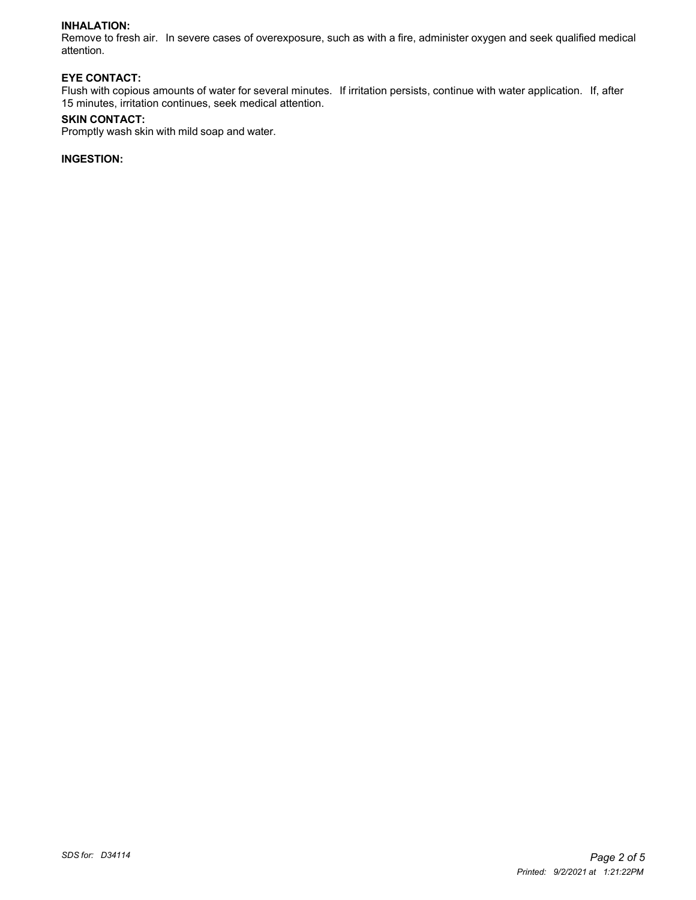**INHALATION:**
Remove to fresh air. In severe cases of overexposure, such as with a fire, administer oxygen and seek qualified medical attention.

**EYE CONTACT:**
Flush with copious amounts of water for several minutes. If irritation persists, continue with water application. If, after 15 minutes, irritation continues, seek medical attention.

**SKIN CONTACT:**
Promptly wash skin with mild soap and water.

**INGESTION:**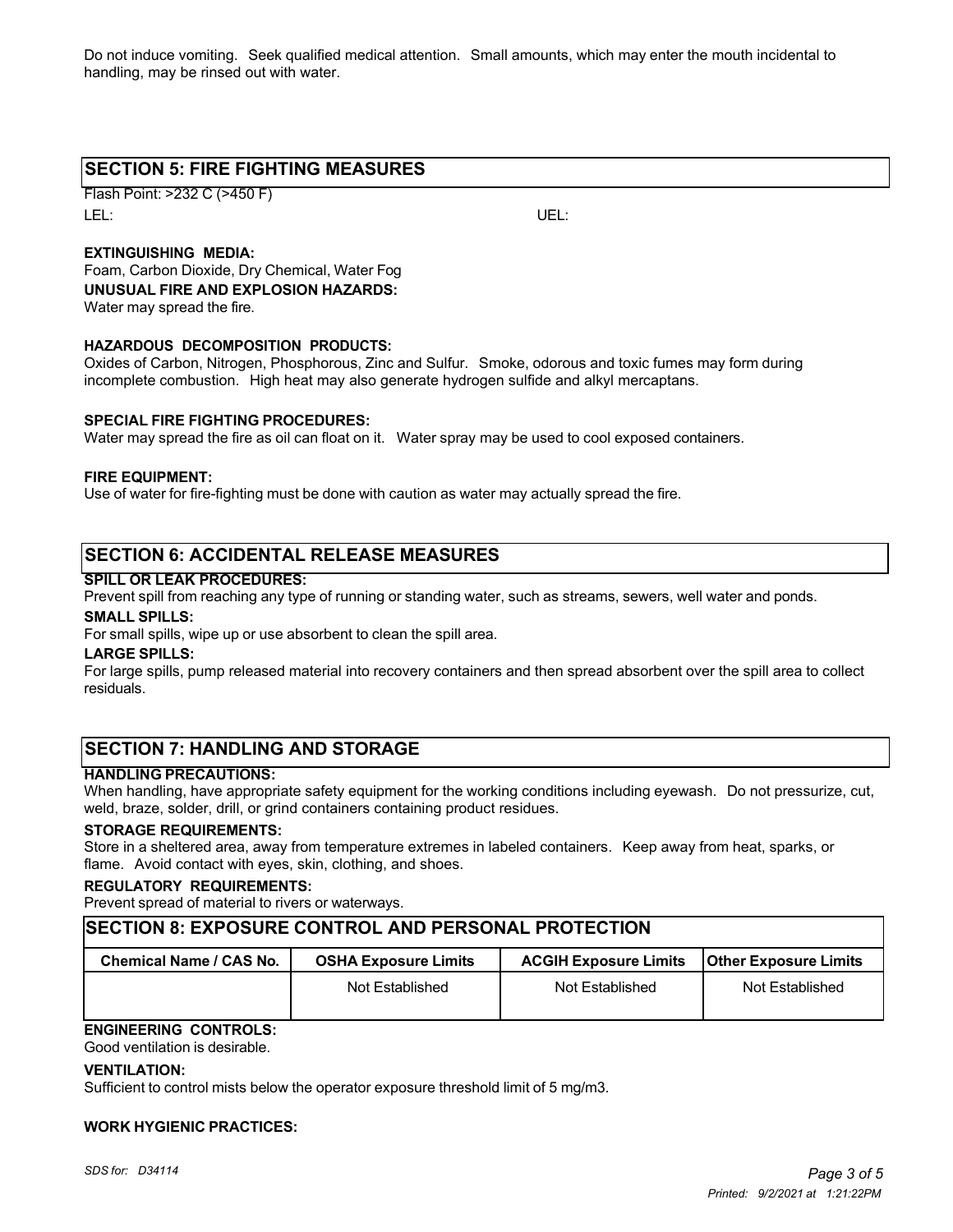Do not induce vomiting. Seek qualified medical attention. Small amounts, which may enter the mouth incidental to handling, may be rinsed out with water.

## SECTION 5: FIRE FIGHTING MEASURES

Flash Point: >232 C (>450 F)

LEL: UEL:

**EXTINGUISHING MEDIA:**

Foam, Carbon Dioxide, Dry Chemical, Water Fog

**UNUSUAL FIRE AND EXPLOSION HAZARDS:**

Water may spread the fire.

**HAZARDOUS DECOMPOSITION PRODUCTS:**

Oxides of Carbon, Nitrogen, Phosphorous, Zinc and Sulfur. Smoke, odorous and toxic fumes may form during incomplete combustion. High heat may also generate hydrogen sulfide and alkyl mercaptans.

**SPECIAL FIRE FIGHTING PROCEDURES:**

Water may spread the fire as oil can float on it. Water spray may be used to cool exposed containers.

**FIRE EQUIPMENT:**

Use of water for fire-fighting must be done with caution as water may actually spread the fire.

## SECTION 6: ACCIDENTAL RELEASE MEASURES

**SPILL OR LEAK PROCEDURES:**

Prevent spill from reaching any type of running or standing water, such as streams, sewers, well water and ponds.

**SMALL SPILLS:**

For small spills, wipe up or use absorbent to clean the spill area.

**LARGE SPILLS:**

For large spills, pump released material into recovery containers and then spread absorbent over the spill area to collect residuals.

## SECTION 7: HANDLING AND STORAGE

**HANDLING PRECAUTIONS:**

When handling, have appropriate safety equipment for the working conditions including eyewash. Do not pressurize, cut, weld, braze, solder, drill, or grind containers containing product residues.

**STORAGE REQUIREMENTS:**

Store in a sheltered area, away from temperature extremes in labeled containers. Keep away from heat, sparks, or flame. Avoid contact with eyes, skin, clothing, and shoes.

**REGULATORY REQUIREMENTS:**

Prevent spread of material to rivers or waterways.

## SECTION 8: EXPOSURE CONTROL AND PERSONAL PROTECTION

| Chemical Name / CAS No. | OSHA Exposure Limits | ACGIH Exposure Limits | Other Exposure Limits |
|---|---|---|---|
| | Not Established | Not Established | Not Established |

**ENGINEERING CONTROLS:**

Good ventilation is desirable.

**VENTILATION:**

Sufficient to control mists below the operator exposure threshold limit of 5 mg/m3.

**WORK HYGIENIC PRACTICES:**

*SDS for: D34114*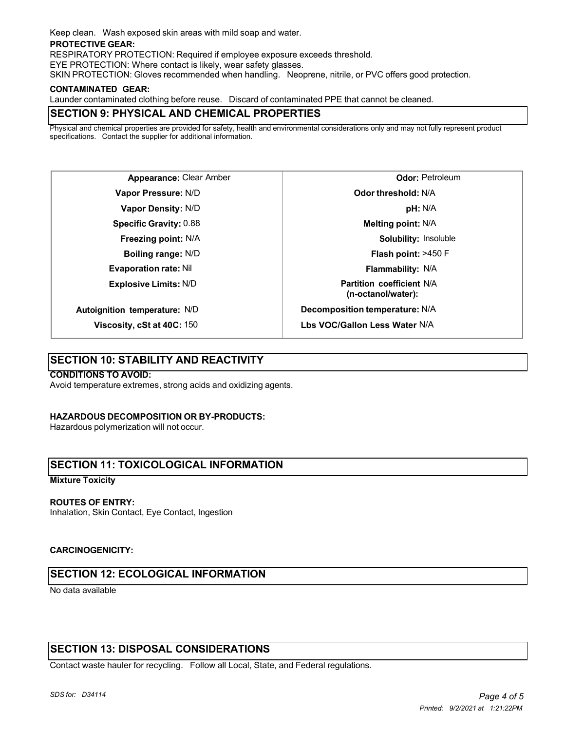Keep clean. Wash exposed skin areas with mild soap and water.

**PROTECTIVE GEAR:**

RESPIRATORY PROTECTION: Required if employee exposure exceeds threshold.

EYE PROTECTION: Where contact is likely, wear safety glasses.

SKIN PROTECTION: Gloves recommended when handling. Neoprene, nitrile, or PVC offers good protection.

**CONTAMINATED GEAR:**

Launder contaminated clothing before reuse. Discard of contaminated PPE that cannot be cleaned.

## SECTION 9: PHYSICAL AND CHEMICAL PROPERTIES

Physical and chemical properties are provided for safety, health and environmental considerations only and may not fully represent product specifications. Contact the supplier for additional information.

| Property | Value | Property | Value |
|---|---|---|---|
| **Appearance:** | Clear Amber | **Odor:** | Petroleum |
| **Vapor Pressure:** | N/D | **Odor threshold:** | N/A |
| **Vapor Density:** | N/D | **pH:** | N/A |
| **Specific Gravity:** | 0.88 | **Melting point:** | N/A |
| **Freezing point:** | N/A | **Solubility:** | Insoluble |
| **Boiling range:** | N/D | **Flash point:** | >450 F |
| **Evaporation rate:** | Nil | **Flammability:** | N/A |
| **Explosive Limits:** | N/D | **Partition coefficient (n-octanol/water):** | N/A |
| **Autoignition temperature:** | N/D | **Decomposition temperature:** | N/A |
| **Viscosity, cSt at 40C:** | 150 | **Lbs VOC/Gallon Less Water** | N/A |

## SECTION 10: STABILITY AND REACTIVITY

**CONDITIONS TO AVOID:**

Avoid temperature extremes, strong acids and oxidizing agents.

**HAZARDOUS DECOMPOSITION OR BY-PRODUCTS:**

Hazardous polymerization will not occur.

## SECTION 11: TOXICOLOGICAL INFORMATION

**Mixture Toxicity**

**ROUTES OF ENTRY:**

Inhalation, Skin Contact, Eye Contact, Ingestion

**CARCINOGENICITY:**

## SECTION 12: ECOLOGICAL INFORMATION

No data available

## SECTION 13: DISPOSAL CONSIDERATIONS

Contact waste hauler for recycling. Follow all Local, State, and Federal regulations.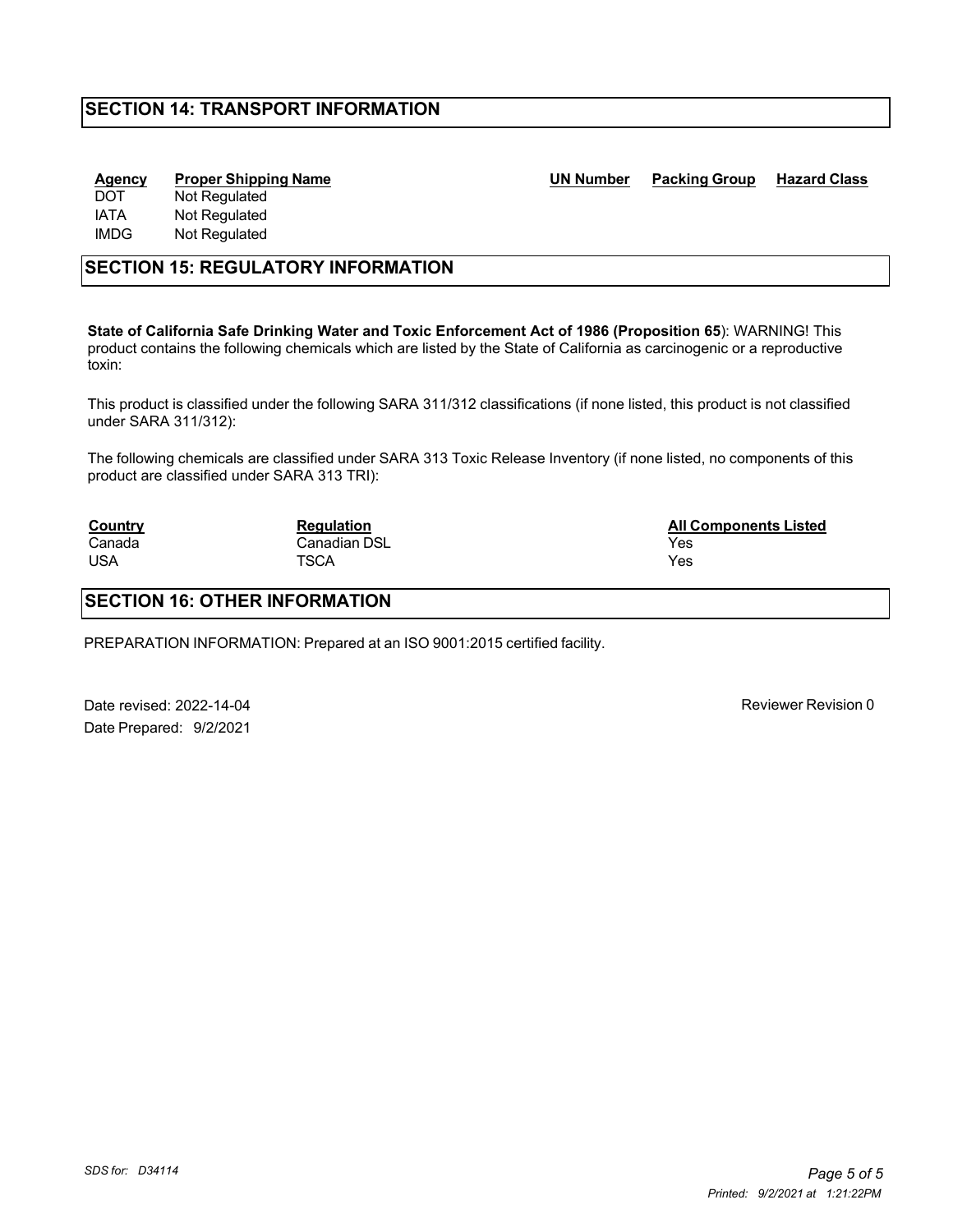## SECTION 14: TRANSPORT INFORMATION

| Agency | Proper Shipping Name | UN Number | Packing Group | Hazard Class |
|---|---|---|---|---|
| DOT | Not Regulated | | | |
| IATA | Not Regulated | | | |
| IMDG | Not Regulated | | | |

## SECTION 15: REGULATORY INFORMATION

**State of California Safe Drinking Water and Toxic Enforcement Act of 1986 (Proposition 65**): WARNING! This product contains the following chemicals which are listed by the State of California as carcinogenic or a reproductive toxin:

This product is classified under the following SARA 311/312 classifications (if none listed, this product is not classified under SARA 311/312):

The following chemicals are classified under SARA 313 Toxic Release Inventory (if none listed, no components of this product are classified under SARA 313 TRI):

| Country | Regulation | All Components Listed |
|---|---|---|
| Canada | Canadian DSL | Yes |
| USA | TSCA | Yes |

## SECTION 16: OTHER INFORMATION

PREPARATION INFORMATION: Prepared at an ISO 9001:2015 certified facility.

Date revised: 2022-14-04

Reviewer Revision 0

Date Prepared: 9/2/2021

*SDS for: D34114*

*Printed: 9/2/2021 at 1:21:22PM*